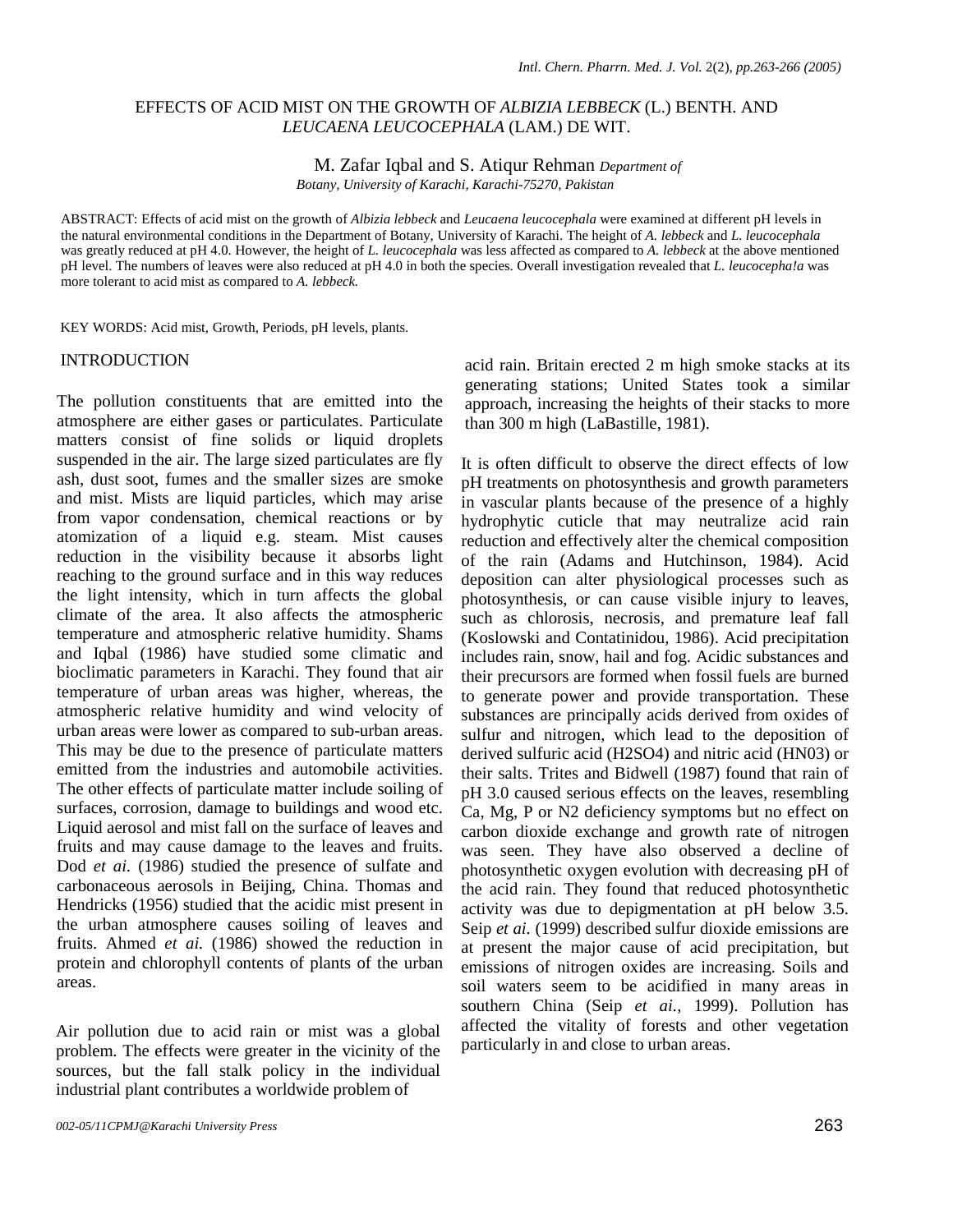# EFFECTS OF ACID MIST ON THE GROWTH OF *ALBIZIA LEBBECK* (L.) BENTH. AND *LEUCAENA LEUCOCEPHALA* (LAM.) DE WIT.

M. Zafar Iqbal and S. Atiqur Rehman *Department of Botany, University of Karachi, Karachi-75270, Pakistan*

ABSTRACT: Effects of acid mist on the growth of *Albizia lebbeck* and *Leucaena leucocephala* were examined at different pH levels in the natural environmental conditions in the Department of Botany, University of Karachi. The height of *A. lebbeck* and *L. leucocephala* was greatly reduced at pH 4.0. However, the height of *L. leucocephala* was less affected as compared to *A. lebbeck* at the above mentioned pH level. The numbers of leaves were also reduced at pH 4.0 in both the species. Overall investigation revealed that *L. leucocepha!a* was more tolerant to acid mist as compared to *A. lebbeck.*

KEY WORDS: Acid mist, Growth, Periods, pH levels, plants.

## INTRODUCTION

The pollution constituents that are emitted into the atmosphere are either gases or particulates. Particulate matters consist of fine solids or liquid droplets suspended in the air. The large sized particulates are fly ash, dust soot, fumes and the smaller sizes are smoke and mist. Mists are liquid particles, which may arise from vapor condensation, chemical reactions or by atomization of a liquid e.g. steam. Mist causes reduction in the visibility because it absorbs light reaching to the ground surface and in this way reduces the light intensity, which in turn affects the global climate of the area. It also affects the atmospheric temperature and atmospheric relative humidity. Shams and Iqbal (1986) have studied some climatic and bioclimatic parameters in Karachi. They found that air temperature of urban areas was higher, whereas, the atmospheric relative humidity and wind velocity of urban areas were lower as compared to sub-urban areas. This may be due to the presence of particulate matters emitted from the industries and automobile activities. The other effects of particulate matter include soiling of surfaces, corrosion, damage to buildings and wood etc. Liquid aerosol and mist fall on the surface of leaves and fruits and may cause damage to the leaves and fruits. Dod *et ai.* (1986) studied the presence of sulfate and carbonaceous aerosols in Beijing, China. Thomas and Hendricks (1956) studied that the acidic mist present in the urban atmosphere causes soiling of leaves and fruits. Ahmed *et ai.* (1986) showed the reduction in protein and chlorophyll contents of plants of the urban areas.

Air pollution due to acid rain or mist was a global problem. The effects were greater in the vicinity of the sources, but the fall stalk policy in the individual industrial plant contributes a worldwide problem of acid rain. Britain erected 2 m high smoke stacks at its generating stations; United States took a similar approach, increasing the heights of their stacks to more than 300 m high (LaBastille, 1981).

It is often difficult to observe the direct effects of low pH treatments on photosynthesis and growth parameters in vascular plants because of the presence of a highly hydrophytic cuticle that may neutralize acid rain reduction and effectively alter the chemical composition of the rain (Adams and Hutchinson, 1984). Acid deposition can alter physiological processes such as photosynthesis, or can cause visible injury to leaves, such as chlorosis, necrosis, and premature leaf fall (Koslowski and Contatinidou, 1986). Acid precipitation includes rain, snow, hail and fog. Acidic substances and their precursors are formed when fossil fuels are burned to generate power and provide transportation. These substances are principally acids derived from oxides of sulfur and nitrogen, which lead to the deposition of derived sulfuric acid ($H_2SO_4$) and nitric acid (HN03) or their salts. Trites and Bidwell (1987) found that rain of pH 3.0 caused serious effects on the leaves, resembling Ca, Mg, P or $N_2$ deficiency symptoms but no effect on carbon dioxide exchange and growth rate of nitrogen was seen. They have also observed a decline of photosynthetic oxygen evolution with decreasing pH of the acid rain. They found that reduced photosynthetic activity was due to depigmentation at pH below 3.5. Seip *et ai.* (1999) described sulfur dioxide emissions are at present the major cause of acid precipitation, but emissions of nitrogen oxides are increasing. Soils and soil waters seem to be acidified in many areas in southern China (Seip *et ai.*, 1999). Pollution has affected the vitality of forests and other vegetation particularly in and close to urban areas.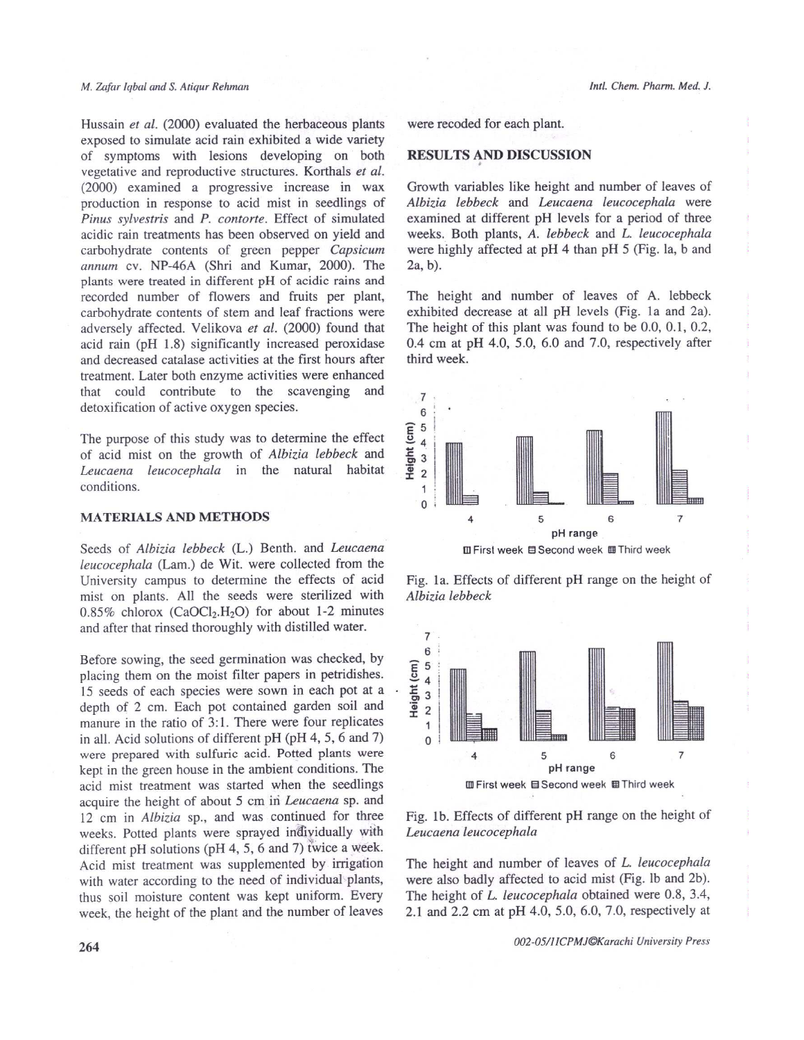Hussain *et al.* (2000) evaluated the herbaceous plants exposed to simulate acid rain exhibited a wide variety of symptoms with lesions developing on both vegetative and reproductive structures. Korthals *et al.* (2000) examined a progressive increase in wax production in response to acid mist in seedlings of *Pinus sylvestris* and *P. contorte*. Effect of simulated acidic rain treatments has been observed on yield and carbohydrate contents of green pepper *Capsicum annum* cv. NP-46A (Shri and Kumar, 2000). The plants were treated in different pH of acidic rains and recorded number of flowers and fruits per plant, carbohydrate contents of stem and leaf fractions were adversely affected. Velikova *et al.* (2000) found that acid rain (pH 1.8) significantly increased peroxidase and decreased catalase activities at the first hours after treatment. Later both enzyme activities were enhanced that could contribute to the scavenging and detoxification of active oxygen species.

The purpose of this study was to determine the effect of acid mist on the growth of *Albizia lebbeck* and *Leucaena leucocephala* in the natural habitat conditions.

## MATERIALS AND METHODS

Seeds of *Albizia lebbeck* (L.) Benth. and *Leucaena leucocephala* (Lam.) de Wit. were collected from the University campus to determine the effects of acid mist on plants. All the seeds were sterilized with 0.85% chlorox ($CaOCl_2.H_2O$) for about 1-2 minutes and after that rinsed thoroughly with distilled water.

Before sowing, the seed germination was checked, by placing them on the moist filter papers in petridishes. 15 seeds of each species were sown in each pot at a depth of 2 cm. Each pot contained garden soil and manure in the ratio of 3:1. There were four replicates in all. Acid solutions of different pH (pH 4, 5, 6 and 7) were prepared with sulfuric acid. Potted plants were kept in the green house in the ambient conditions. The acid mist treatment was started when the seedlings acquire the height of about 5 cm in *Leucaena* sp. and 12 cm in *Albizia* sp., and was continued for three weeks. Potted plants were sprayed individually with different pH solutions (pH 4, 5, 6 and 7) twice a week. Acid mist treatment was supplemented by irrigation with water according to the need of individual plants, thus soil moisture content was kept uniform. Every week, the height of the plant and the number of leaves were recoded for each plant.

## RESULTS AND DISCUSSION

Growth variables like height and number of leaves of *Albizia lebbeck* and *Leucaena leucocephala* were examined at different pH levels for a period of three weeks. Both plants, *A. lebbeck* and *L. leucocephala* were highly affected at pH 4 than pH 5 (Fig. 1a, b and 2a, b).

The height and number of leaves of A. lebbeck exhibited decrease at all pH levels (Fig. 1a and 2a). The height of this plant was found to be 0.0, 0.1, 0.2, 0.4 cm at pH 4.0, 5.0, 6.0 and 7.0, respectively after third week.

Fig. 1a. Effects of different pH range on the height of *Albizia lebbeck*

Fig. 1b. Effects of different pH range on the height of *Leucaena leucocephala*

The height and number of leaves of *L. leucocephala* were also badly affected to acid mist (Fig. 1b and 2b). The height of *L. leucocephala* obtained were 0.8, 3.4, 2.1 and 2.2 cm at pH 4.0, 5.0, 6.0, 7.0, respectively at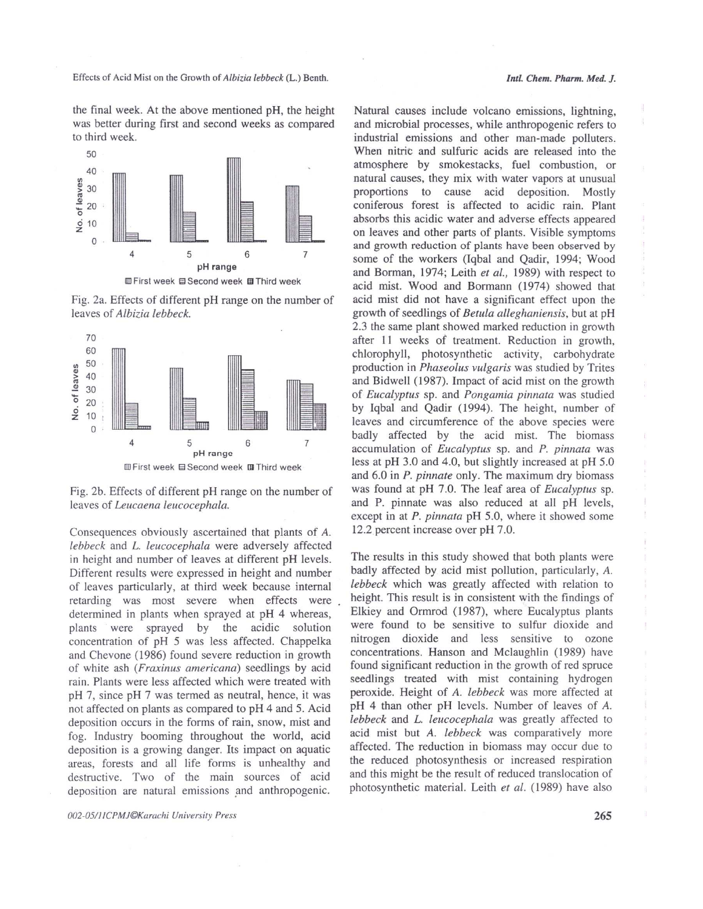the final week. At the above mentioned pH, the height was better during first and second weeks as compared to third week.

Fig. 2a. Effects of different pH range on the number of leaves of *Albizia lebbeck.*

Fig. 2b. Effects of different pH range on the number of leaves of *Leucaena leucocephala.*

Consequences obviously ascertained that plants of *A. lebbeck* and *L. leucocephala* were adversely affected in height and number of leaves at different pH levels. Different results were expressed in height and number of leaves particularly, at third week because internal retarding was most severe when effects were determined in plants when sprayed at pH 4 whereas, plants were sprayed by the acidic solution concentration of pH 5 was less affected. Chappelka and Chevone (1986) found severe reduction in growth of white ash (*Fraxinus americana*) seedlings by acid rain. Plants were less affected which were treated with pH 7, since pH 7 was termed as neutral, hence, it was not affected on plants as compared to pH 4 and 5. Acid deposition occurs in the forms of rain, snow, mist and fog. Industry booming throughout the world, acid deposition is a growing danger. Its impact on aquatic areas, forests and all life forms is unhealthy and destructive. Two of the main sources of acid deposition are natural emissions and anthropogenic. Natural causes include volcano emissions, lightning, and microbial processes, while anthropogenic refers to industrial emissions and other man-made polluters. When nitric and sulfuric acids are released into the atmosphere by smokestacks, fuel combustion, or natural causes, they mix with water vapors at unusual proportions to cause acid deposition. Mostly coniferous forest is affected to acidic rain. Plant absorbs this acidic water and adverse effects appeared on leaves and other parts of plants. Visible symptoms and growth reduction of plants have been observed by some of the workers (Iqbal and Qadir, 1994; Wood and Borman, 1974; Leith *et al.,* 1989) with respect to acid mist. Wood and Bormann (1974) showed that acid mist did not have a significant effect upon the growth of seedlings of *Betula alleghaniensis*, but at pH 2.3 the same plant showed marked reduction in growth after 11 weeks of treatment. Reduction in growth, chlorophyll, photosynthetic activity, carbohydrate production in *Phaseolus vulgaris* was studied by Trites and Bidwell (1987). Impact of acid mist on the growth of *Eucalyptus* sp. and *Pongamia pinnata* was studied by Iqbal and Qadir (1994). The height, number of leaves and circumference of the above species were badly affected by the acid mist. The biomass accumulation of *Eucalyptus* sp. and *P. pinnata* was less at pH 3.0 and 4.0, but slightly increased at pH 5.0 and 6.0 in *P. pinnate* only. The maximum dry biomass was found at pH 7.0. The leaf area of *Eucalyptus* sp. and P. pinnate was also reduced at all pH levels, except in at *P. pinnata* pH 5.0, where it showed some 12.2 percent increase over pH 7.0.

The results in this study showed that both plants were badly affected by acid mist pollution, particularly, *A. lebbeck* which was greatly affected with relation to height. This result is in consistent with the findings of Elkiey and Ormrod (1987), where Eucalyptus plants were found to be sensitive to sulfur dioxide and nitrogen dioxide and less sensitive to ozone concentrations. Hanson and Mclaughlin (1989) have found significant reduction in the growth of red spruce seedlings treated with mist containing hydrogen peroxide. Height of *A. lebbeck* was more affected at pH 4 than other pH levels. Number of leaves of *A. lebbeck* and *L. leucocephala* was greatly affected to acid mist but *A. lebbeck* was comparatively more affected. The reduction in biomass may occur due to the reduced photosynthesis or increased respiration and this might be the result of reduced translocation of photosynthetic material. Leith *et al.* (1989) have also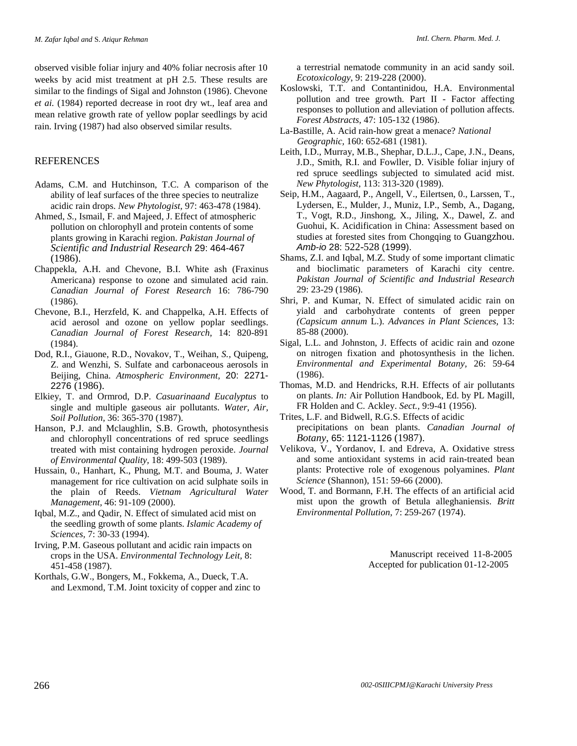observed visible foliar injury and 40% foliar necrosis after 10 weeks by acid mist treatment at pH 2.5. These results are similar to the findings of Sigal and Johnston (1986). Chevone *et ai.* (1984) reported decrease in root dry wt., leaf area and mean relative growth rate of yellow poplar seedlings by acid rain. Irving (1987) had also observed similar results.

## REFERENCES

Adams, C.M. and Hutchinson, T.C. A comparison of the ability of leaf surfaces of the three species to neutralize acidic rain drops. *New Phytologist,* 97: 463-478 (1984).

Ahmed, *S.,* Ismail, F. and Majeed, J. Effect of atmospheric pollution on chlorophyll and protein contents of some plants growing in Karachi region. *Pakistan Journal of Scientific and Industrial Research* 29: 464-467 (1986).

Chappekla, A.H. and Chevone, B.I. White ash (Fraxinus Americana) response to ozone and simulated acid rain. *Canadian Journal of Forest Research* 16: 786-790 (1986).

Chevone, B.I., Herzfeld, K. and Chappelka, A.H. Effects of acid aerosol and ozone on yellow poplar seedlings. *Canadian Journal of Forest Research,* 14: 820-891 (1984).

Dod, R.I., Giauone, R.D., Novakov, T., Weihan, *S.,* Quipeng, Z. and Wenzhi, S. Sulfate and carbonaceous aerosols in Beijing, China. *Atmospheric Environment,* 20: 2271-2276 (1986).

Elkiey, T. and Ormrod, D.P. *Casuarinaand Eucalyptus* to single and multiple gaseous air pollutants. *Water, Air, Soil Pollution,* 36: 365-370 (1987).

Hanson, P.J. and Mclaughlin, S.B. Growth, photosynthesis and chlorophyll concentrations of red spruce seedlings treated with mist containing hydrogen peroxide. *Journal of Environmental Quality,* 18: 499-503 (1989).

Hussain, 0., Hanhart, K., Phung, M.T. and Bouma, J. Water management for rice cultivation on acid sulphate soils in the plain of Reeds. *Vietnam Agricultural Water Management,* 46: 91-109 (2000).

Iqbal, M.Z., and Qadir, N. Effect of simulated acid mist on the seedling growth of some plants. *Islamic Academy of Sciences,* 7: 30-33 (1994).

Irving, P.M. Gaseous pollutant and acidic rain impacts on crops in the USA. *Environmental Technology Leit,* 8: 451-458 (1987).

Korthals, G.W., Bongers, M., Fokkema, A., Dueck, T.A. and Lexmond, T.M. Joint toxicity of copper and zinc to a terrestrial nematode community in an acid sandy soil. *Ecotoxicology,* 9: 219-228 (2000).

Koslowski, T.T. and Contantinidou, H.A. Environmental pollution and tree growth. Part II - Factor affecting responses to pollution and alleviation of pollution affects. *Forest Abstracts,* 47: 105-132 (1986).

La-Bastille, A. Acid rain-how great a menace? *National Geographic,* 160: 652-681 (1981).

Leith, I.D., Murray, M.B., Shephar, D.L.J., Cape, J.N., Deans, J.D., Smith, R.I. and Fowller, D. Visible foliar injury of red spruce seedlings subjected to simulated acid mist. *New Phytologist,* 113: 313-320 (1989).

Seip, H.M., Aagaard, P., Angell, V., Eilertsen, 0., Larssen, T., Lydersen, E., Mulder, J., Muniz, I.P., Semb, A., Dagang, T., Vogt, R.D., Jinshong, X., Jiling, X., Dawel, Z. and Guohui, K. Acidification in China: Assessment based on studies at forested sites from Chongqing to Guangzhou. *Amb-io* 28: 522-528 (1999).

Shams, Z.I. and Iqbal, M.Z. Study of some important climatic and bioclimatic parameters of Karachi city centre. *Pakistan Journal of Scientific and Industrial Research* 29: 23-29 (1986).

Shri, P. and Kumar, N. Effect of simulated acidic rain on yiald and carbohydrate contents of green pepper *(Capsicum annum* L.). *Advances in Plant Sciences,* 13: 85-88 (2000).

Sigal, L.L. and Johnston, J. Effects of acidic rain and ozone on nitrogen fixation and photosynthesis in the lichen. *Environmental and Experimental Botany,* 26: 59-64 (1986).

Thomas, M.D. and Hendricks, R.H. Effects of air pollutants on plants. *In:* Air Pollution Handbook, Ed. by PL Magill, FR Holden and C. Ackley. *Sect.,* 9:9-41 (1956).

Trites, L.F. and Bidwell, R.G.S. Effects of acidic precipitations on bean plants. *Canadian Journal of Botany,* 65: 1121-1126 (1987).

Velikova, V., Yordanov, I. and Edreva, A. Oxidative stress and some antioxidant systems in acid rain-treated bean plants: Protective role of exogenous polyamines. *Plant Science* (Shannon), 151: 59-66 (2000).

Wood, T. and Bormann, F.H. The effects of an artificial acid mist upon the growth of Betula alleghaniensis. *Britt Environmental Pollution,* 7: 259-267 (1974).

Manuscript received 11-8-2005
Accepted for publication 01-12-2005